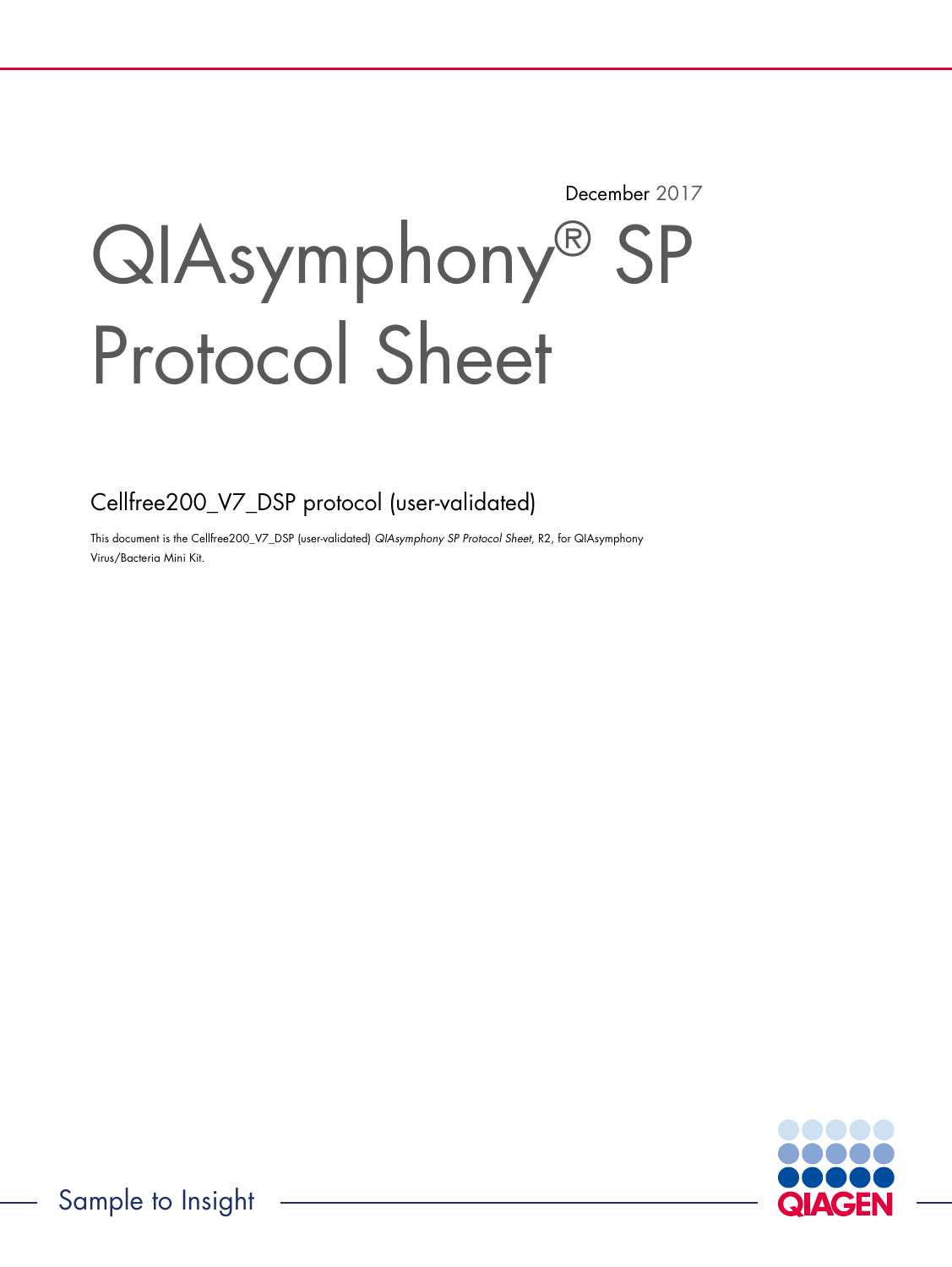December 2017

# QIAsymphony® SP Protocol Sheet

## Cellfree200_V7_DSP protocol (user-validated)

This document is the Cellfree200_V7_DSP (user-validated) *QIAsymphony SP Protocol Sheet*, R2, for QIAsymphony Virus/Bacteria Mini Kit.

Sample to Insight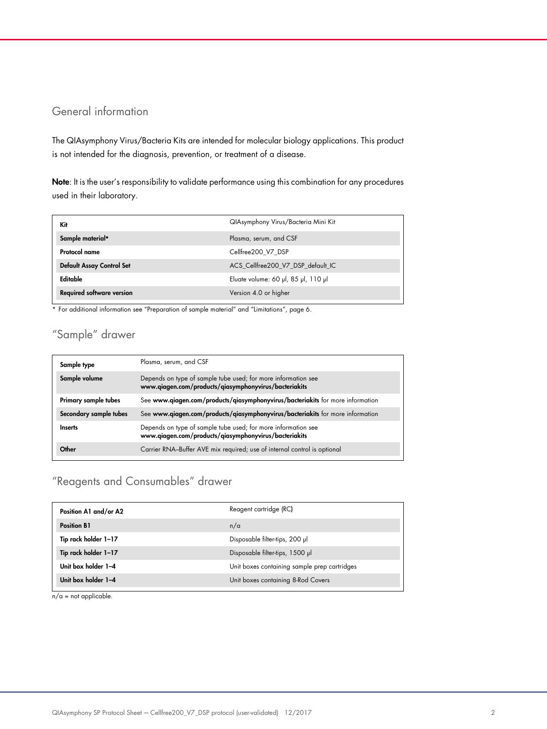## General information

The QIAsymphony Virus/Bacteria Kits are intended for molecular biology applications. This product is not intended for the diagnosis, prevention, or treatment of a disease.

**Note**: It is the user's responsibility to validate performance using this combination for any procedures used in their laboratory.

| **Kit** | QIAsymphony Virus/Bacteria Mini Kit |
|---|---|
| **Sample material*** | Plasma, serum, and CSF |
| **Protocol name** | Cellfree200_V7_DSP |
| **Default Assay Control Set** | ACS_Cellfree200_V7_DSP_default_IC |
| **Editable** | Eluate volume: 60 µl, 85 µl, 110 µl |
| **Required software version** | Version 4.0 or higher |

* For additional information see "Preparation of sample material" and "Limitations", page 6.

## "Sample" drawer

| **Sample type** | Plasma, serum, and CSF |
|---|---|
| **Sample volume** | Depends on type of sample tube used; for more information see **www.qiagen.com/products/qiasymphonyvirus/bacteriakits** |
| **Primary sample tubes** | See **www.qiagen.com/products/qiasymphonyvirus/bacteriakits** for more information |
| **Secondary sample tubes** | See **www.qiagen.com/products/qiasymphonyvirus/bacteriakits** for more information |
| **Inserts** | Depends on type of sample tube used; for more information see **www.qiagen.com/products/qiasymphonyvirus/bacteriakits** |
| **Other** | Carrier RNA–Buffer AVE mix required; use of internal control is optional |

## "Reagents and Consumables" drawer

| **Position A1 and/or A2** | Reagent cartridge (RC) |
|---|---|
| **Position B1** | n/a |
| **Tip rack holder 1–17** | Disposable filter-tips, 200 µl |
| **Tip rack holder 1–17** | Disposable filter-tips, 1500 µl |
| **Unit box holder 1–4** | Unit boxes containing sample prep cartridges |
| **Unit box holder 1–4** | Unit boxes containing 8-Rod Covers |

n/a = not applicable.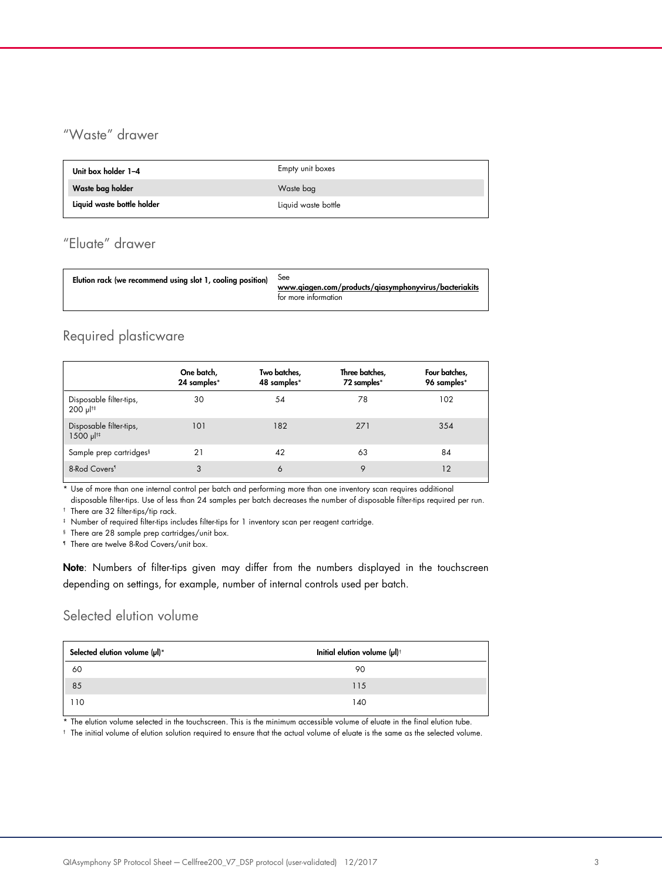### "Waste" drawer

| | |
|---|---|
| **Unit box holder 1–4** | Empty unit boxes |
| **Waste bag holder** | Waste bag |
| **Liquid waste bottle holder** | Liquid waste bottle |

### "Eluate" drawer

| | |
|---|---|
| **Elution rack (we recommend using slot 1, cooling position)** | See **www.qiagen.com/products/qiasymphonyvirus/bacteriakits** for more information |

### Required plasticware

| | One batch, 24 samples* | Two batches, 48 samples* | Three batches, 72 samples* | Four batches, 96 samples* |
|---|---|---|---|---|
| Disposable filter-tips, 200 µl†‡ | 30 | 54 | 78 | 102 |
| Disposable filter-tips, 1500 µl†‡ | 101 | 182 | 271 | 354 |
| Sample prep cartridges§ | 21 | 42 | 63 | 84 |
| 8-Rod Covers¶ | 3 | 6 | 9 | 12 |

\* Use of more than one internal control per batch and performing more than one inventory scan requires additional disposable filter-tips. Use of less than 24 samples per batch decreases the number of disposable filter-tips required per run.

† There are 32 filter-tips/tip rack.

‡ Number of required filter-tips includes filter-tips for 1 inventory scan per reagent cartridge.

§ There are 28 sample prep cartridges/unit box.

¶ There are twelve 8-Rod Covers/unit box.

**Note**: Numbers of filter-tips given may differ from the numbers displayed in the touchscreen depending on settings, for example, number of internal controls used per batch.

### Selected elution volume

| Selected elution volume (µl)* | Initial elution volume (µl)† |
|---|---|
| 60 | 90 |
| 85 | 115 |
| 110 | 140 |

\* The elution volume selected in the touchscreen. This is the minimum accessible volume of eluate in the final elution tube.

† The initial volume of elution solution required to ensure that the actual volume of eluate is the same as the selected volume.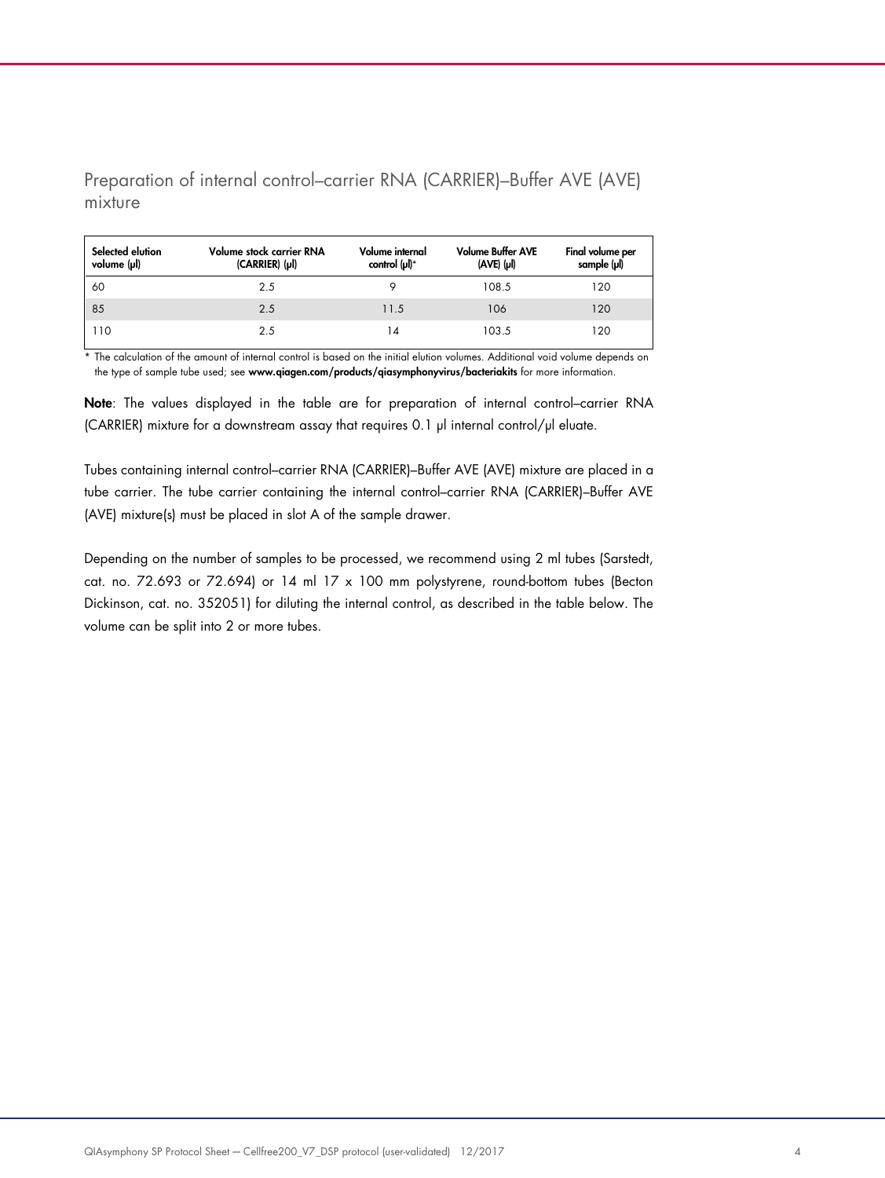## Preparation of internal control–carrier RNA (CARRIER)–Buffer AVE (AVE) mixture

| Selected elution volume (µl) | Volume stock carrier RNA (CARRIER) (µl) | Volume internal control (µl)* | Volume Buffer AVE (AVE) (µl) | Final volume per sample (µl) |
|---|---|---|---|---|
| 60 | 2.5 | 9 | 108.5 | 120 |
| 85 | 2.5 | 11.5 | 106 | 120 |
| 110 | 2.5 | 14 | 103.5 | 120 |

\* The calculation of the amount of internal control is based on the initial elution volumes. Additional void volume depends on the type of sample tube used; see **www.qiagen.com/products/qiasymphonyvirus/bacteriakits** for more information.

**Note**: The values displayed in the table are for preparation of internal control–carrier RNA (CARRIER) mixture for a downstream assay that requires 0.1 µl internal control/µl eluate.

Tubes containing internal control–carrier RNA (CARRIER)–Buffer AVE (AVE) mixture are placed in a tube carrier. The tube carrier containing the internal control–carrier RNA (CARRIER)–Buffer AVE (AVE) mixture(s) must be placed in slot A of the sample drawer.

Depending on the number of samples to be processed, we recommend using 2 ml tubes (Sarstedt, cat. no. 72.693 or 72.694) or 14 ml 17 x 100 mm polystyrene, round-bottom tubes (Becton Dickinson, cat. no. 352051) for diluting the internal control, as described in the table below. The volume can be split into 2 or more tubes.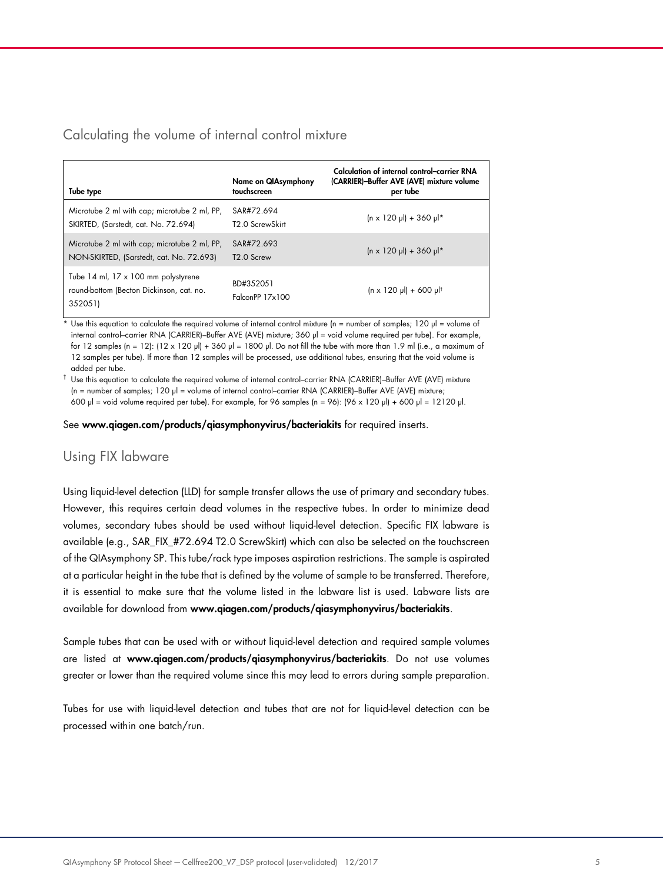## Calculating the volume of internal control mixture

| Tube type | Name on QIAsymphony touchscreen | Calculation of internal control–carrier RNA (CARRIER)–Buffer AVE (AVE) mixture volume per tube |
|---|---|---|
| Microtube 2 ml with cap; microtube 2 ml, PP, SKIRTED, (Sarstedt, cat. No. 72.694) | SAR#72.694 T2.0 ScrewSkirt | (n x 120 µl) + 360 µl* |
| Microtube 2 ml with cap; microtube 2 ml, PP, NON-SKIRTED, (Sarstedt, cat. No. 72.693) | SAR#72.693 T2.0 Screw | (n x 120 µl) + 360 µl* |
| Tube 14 ml, 17 x 100 mm polystyrene round-bottom (Becton Dickinson, cat. no. 352051) | BD#352051 FalconPP 17x100 | (n x 120 µl) + 600 µl† |

\* Use this equation to calculate the required volume of internal control mixture (n = number of samples; 120 µl = volume of internal control–carrier RNA (CARRIER)–Buffer AVE (AVE) mixture; 360 µl = void volume required per tube). For example, for 12 samples (n = 12): (12 x 120 µl) + 360 µl = 1800 µl. Do not fill the tube with more than 1.9 ml (i.e., a maximum of 12 samples per tube). If more than 12 samples will be processed, use additional tubes, ensuring that the void volume is added per tube.

† Use this equation to calculate the required volume of internal control–carrier RNA (CARRIER)–Buffer AVE (AVE) mixture (n = number of samples; 120 µl = volume of internal control–carrier RNA (CARRIER)–Buffer AVE (AVE) mixture; 600 µl = void volume required per tube). For example, for 96 samples (n = 96): (96 x 120 µl) + 600 µl = 12120 µl.

See **www.qiagen.com/products/qiasymphonyvirus/bacteriakits** for required inserts.

## Using FIX labware

Using liquid-level detection (LLD) for sample transfer allows the use of primary and secondary tubes. However, this requires certain dead volumes in the respective tubes. In order to minimize dead volumes, secondary tubes should be used without liquid-level detection. Specific FIX labware is available (e.g., SAR_FIX_#72.694 T2.0 ScrewSkirt) which can also be selected on the touchscreen of the QIAsymphony SP. This tube/rack type imposes aspiration restrictions. The sample is aspirated at a particular height in the tube that is defined by the volume of sample to be transferred. Therefore, it is essential to make sure that the volume listed in the labware list is used. Labware lists are available for download from **www.qiagen.com/products/qiasymphonyvirus/bacteriakits**.

Sample tubes that can be used with or without liquid-level detection and required sample volumes are listed at **www.qiagen.com/products/qiasymphonyvirus/bacteriakits**. Do not use volumes greater or lower than the required volume since this may lead to errors during sample preparation.

Tubes for use with liquid-level detection and tubes that are not for liquid-level detection can be processed within one batch/run.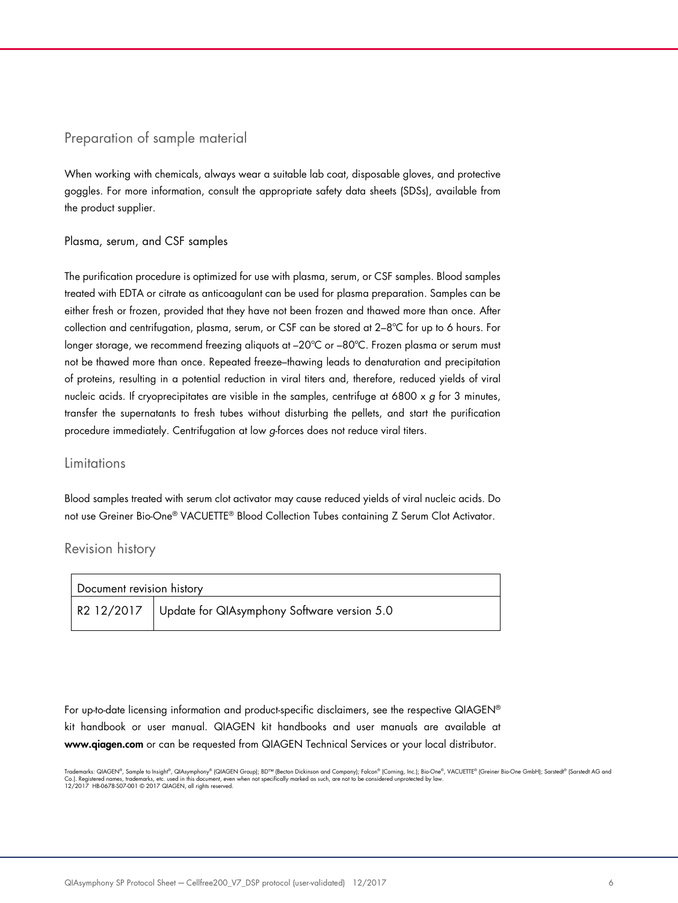## Preparation of sample material

When working with chemicals, always wear a suitable lab coat, disposable gloves, and protective goggles. For more information, consult the appropriate safety data sheets (SDSs), available from the product supplier.

### Plasma, serum, and CSF samples

The purification procedure is optimized for use with plasma, serum, or CSF samples. Blood samples treated with EDTA or citrate as anticoagulant can be used for plasma preparation. Samples can be either fresh or frozen, provided that they have not been frozen and thawed more than once. After collection and centrifugation, plasma, serum, or CSF can be stored at 2–8ºC for up to 6 hours. For longer storage, we recommend freezing aliquots at –20ºC or –80ºC. Frozen plasma or serum must not be thawed more than once. Repeated freeze–thawing leads to denaturation and precipitation of proteins, resulting in a potential reduction in viral titers and, therefore, reduced yields of viral nucleic acids. If cryoprecipitates are visible in the samples, centrifuge at 6800 x *g* for 3 minutes, transfer the supernatants to fresh tubes without disturbing the pellets, and start the purification procedure immediately. Centrifugation at low *g*-forces does not reduce viral titers.

## Limitations

Blood samples treated with serum clot activator may cause reduced yields of viral nucleic acids. Do not use Greiner Bio-One® VACUETTE® Blood Collection Tubes containing Z Serum Clot Activator.

## Revision history

| Document revision history | |
|---|---|
| R2 12/2017 | Update for QIAsymphony Software version 5.0 |

For up-to-date licensing information and product-specific disclaimers, see the respective QIAGEN® kit handbook or user manual. QIAGEN kit handbooks and user manuals are available at **www.qiagen.com** or can be requested from QIAGEN Technical Services or your local distributor.

Trademarks: QIAGEN®, Sample to Insight®, QIAsymphony® (QIAGEN Group); BD™ (Becton Dickinson and Company); Falcon® (Corning, Inc.); Bio-One®, VACUETTE® (Greiner Bio-One GmbH); Sarstedt® (Sarstedt AG and Co.). Registered names, trademarks, etc. used in this document, even when not specifically marked as such, are not to be considered unprotected by law.
12/2017 HB-0678-S07-001 © 2017 QIAGEN, all rights reserved.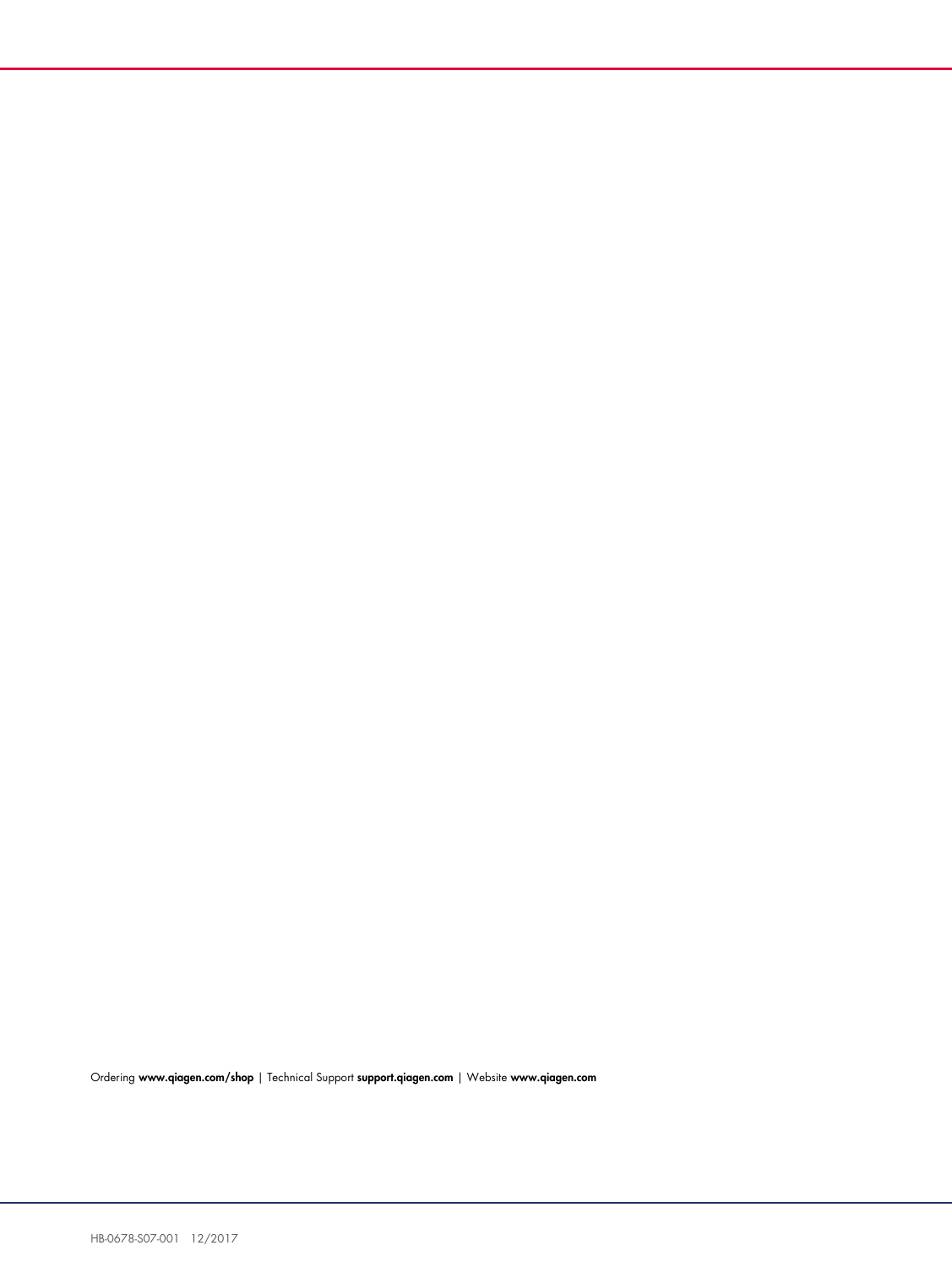Ordering **www.qiagen.com/shop** | Technical Support **support.qiagen.com** | Website **www.qiagen.com**

HB-0678-S07-001 12/2017